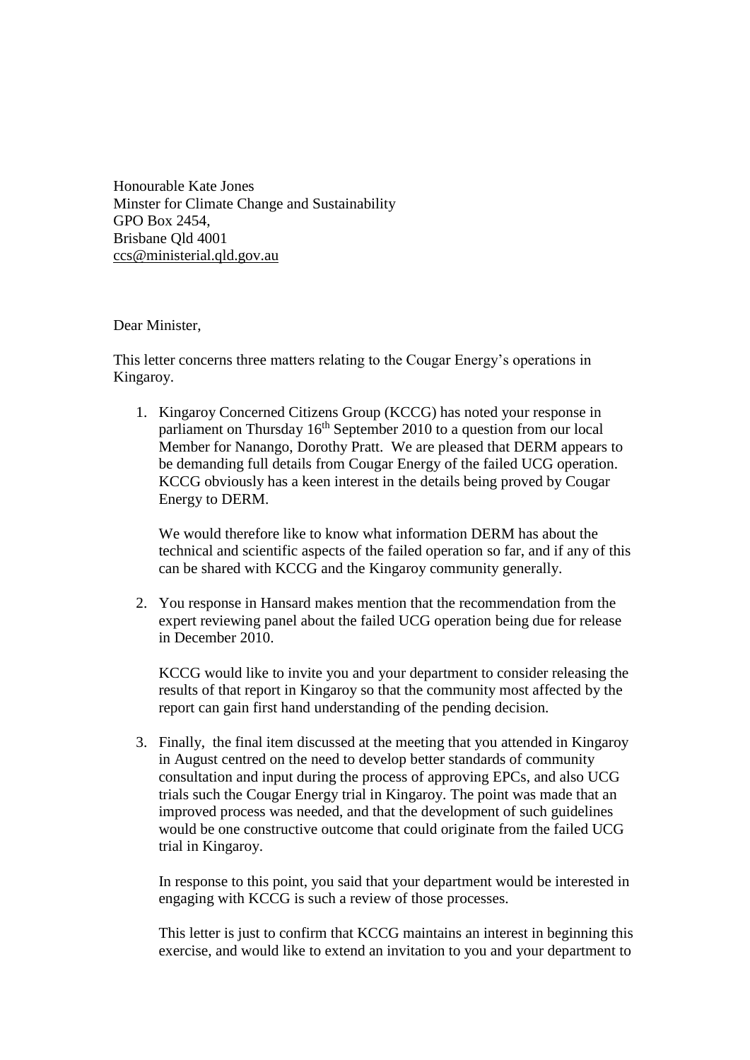Honourable Kate Jones
Minster for Climate Change and Sustainability
GPO Box 2454,
Brisbane Qld 4001
ccs@ministerial.qld.gov.au

Dear Minister,

This letter concerns three matters relating to the Cougar Energy's operations in Kingaroy.

1. Kingaroy Concerned Citizens Group (KCCG) has noted your response in parliament on Thursday 16th September 2010 to a question from our local Member for Nanango, Dorothy Pratt. We are pleased that DERM appears to be demanding full details from Cougar Energy of the failed UCG operation. KCCG obviously has a keen interest in the details being proved by Cougar Energy to DERM.

   We would therefore like to know what information DERM has about the technical and scientific aspects of the failed operation so far, and if any of this can be shared with KCCG and the Kingaroy community generally.

2. You response in Hansard makes mention that the recommendation from the expert reviewing panel about the failed UCG operation being due for release in December 2010.

   KCCG would like to invite you and your department to consider releasing the results of that report in Kingaroy so that the community most affected by the report can gain first hand understanding of the pending decision.

3. Finally, the final item discussed at the meeting that you attended in Kingaroy in August centred on the need to develop better standards of community consultation and input during the process of approving EPCs, and also UCG trials such the Cougar Energy trial in Kingaroy. The point was made that an improved process was needed, and that the development of such guidelines would be one constructive outcome that could originate from the failed UCG trial in Kingaroy.

   In response to this point, you said that your department would be interested in engaging with KCCG is such a review of those processes.

   This letter is just to confirm that KCCG maintains an interest in beginning this exercise, and would like to extend an invitation to you and your department to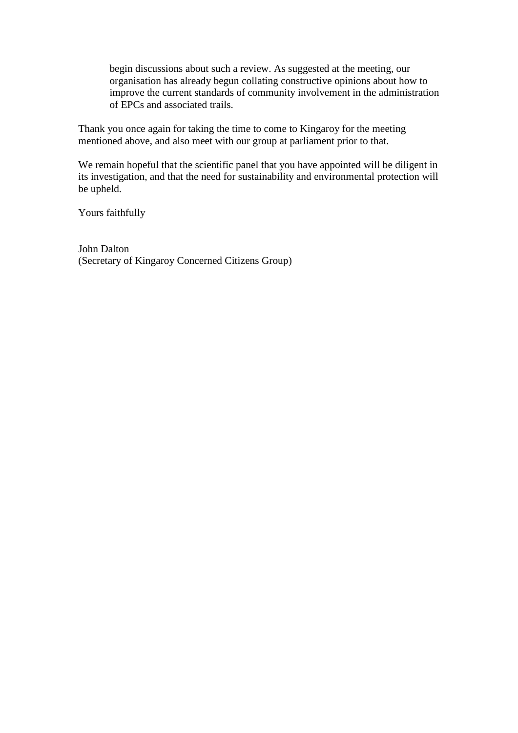begin discussions about such a review. As suggested at the meeting, our organisation has already begun collating constructive opinions about how to improve the current standards of community involvement in the administration of EPCs and associated trails.

Thank you once again for taking the time to come to Kingaroy for the meeting mentioned above, and also meet with our group at parliament prior to that.

We remain hopeful that the scientific panel that you have appointed will be diligent in its investigation, and that the need for sustainability and environmental protection will be upheld.

Yours faithfully

John Dalton  
(Secretary of Kingaroy Concerned Citizens Group)